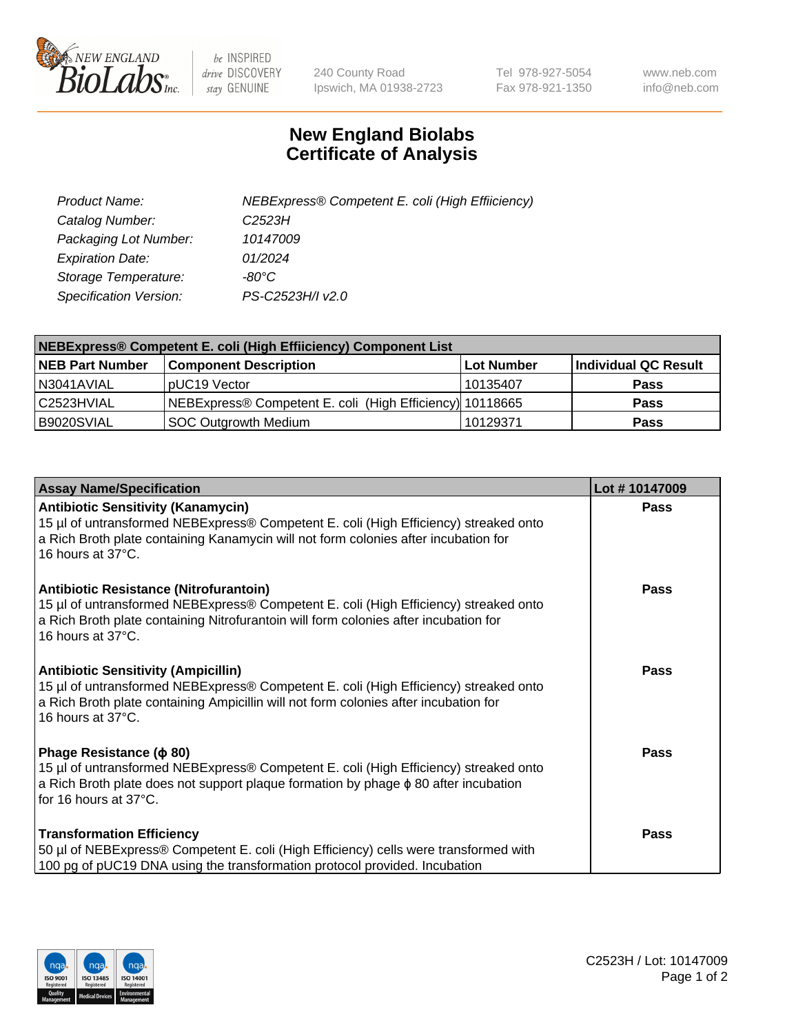240 County Road
Ipswich, MA 01938-2723

Tel 978-927-5054
Fax 978-921-1350

www.neb.com
info@neb.com

# New England Biolabs
# Certificate of Analysis

| | |
|---|---|
| *Product Name:* | *NEBExpress® Competent E. coli (High Effiiciency)* |
| *Catalog Number:* | *C2523H* |
| *Packaging Lot Number:* | *10147009* |
| *Expiration Date:* | *01/2024* |
| *Storage Temperature:* | *-80°C* |
| *Specification Version:* | *PS-C2523H/I v2.0* |

| **NEBExpress® Competent E. coli (High Effiiciency) Component List** | | | |
|---|---|---|---|
| **NEB Part Number** | **Component Description** | **Lot Number** | **Individual QC Result** |
| N3041AVIAL | pUC19 Vector | 10135407 | **Pass** |
| C2523HVIAL | NEBExpress® Competent E. coli (High Efficiency) | 10118665 | **Pass** |
| B9020SVIAL | SOC Outgrowth Medium | 10129371 | **Pass** |

| **Assay Name/Specification** | **Lot # 10147009** |
|---|---|
| **Antibiotic Sensitivity (Kanamycin)** 15 µl of untransformed NEBExpress® Competent E. coli (High Efficiency) streaked onto a Rich Broth plate containing Kanamycin will not form colonies after incubation for 16 hours at 37°C. | **Pass** |
| **Antibiotic Resistance (Nitrofurantoin)** 15 µl of untransformed NEBExpress® Competent E. coli (High Efficiency) streaked onto a Rich Broth plate containing Nitrofurantoin will form colonies after incubation for 16 hours at 37°C. | **Pass** |
| **Antibiotic Sensitivity (Ampicillin)** 15 µl of untransformed NEBExpress® Competent E. coli (High Efficiency) streaked onto a Rich Broth plate containing Ampicillin will not form colonies after incubation for 16 hours at 37°C. | **Pass** |
| **Phage Resistance (ϕ 80)** 15 µl of untransformed NEBExpress® Competent E. coli (High Efficiency) streaked onto a Rich Broth plate does not support plaque formation by phage ϕ 80 after incubation for 16 hours at 37°C. | **Pass** |
| **Transformation Efficiency** 50 µl of NEBExpress® Competent E. coli (High Efficiency) cells were transformed with 100 pg of pUC19 DNA using the transformation protocol provided. Incubation | **Pass** |

C2523H / Lot: 10147009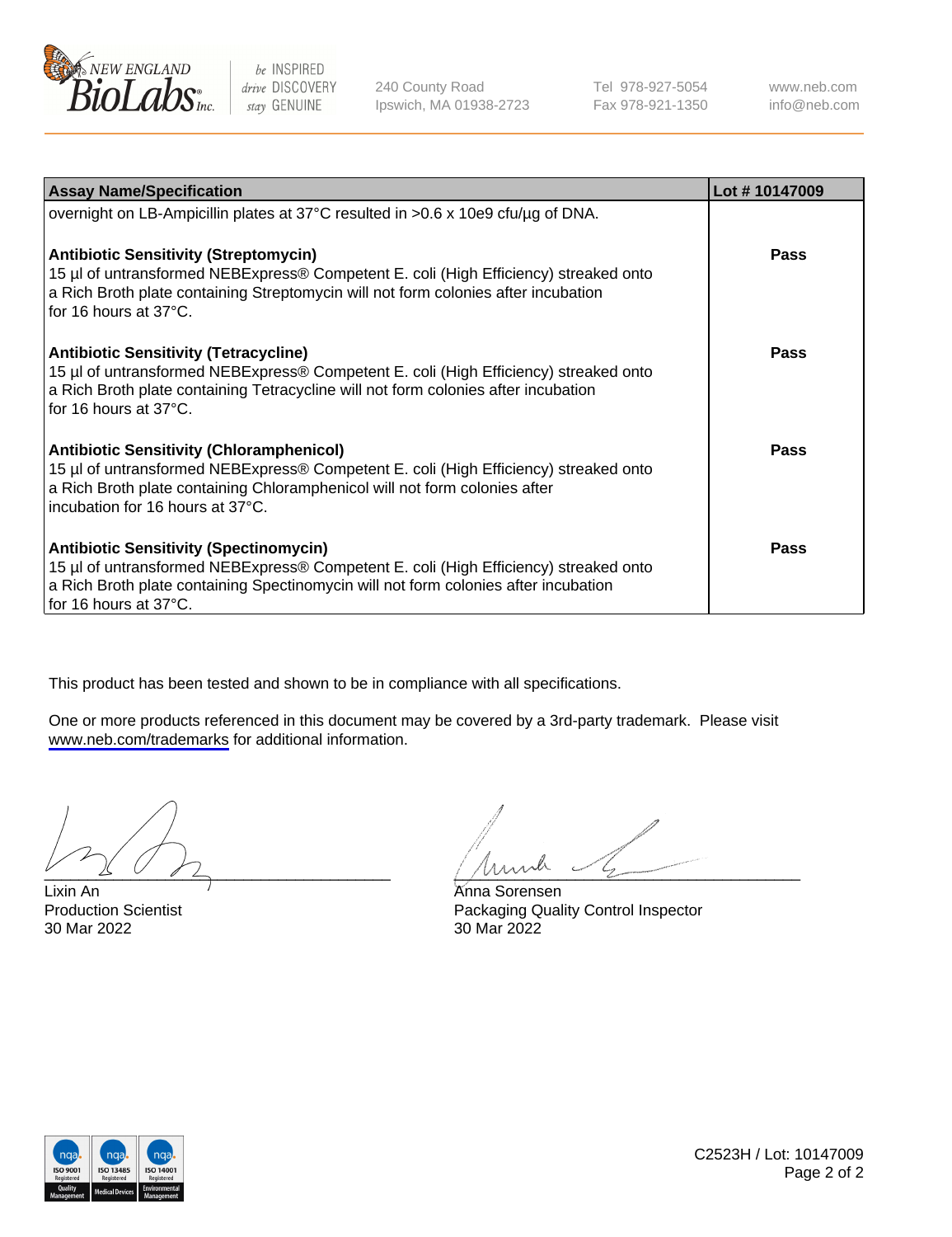| Assay Name/Specification | Lot # 10147009 |
|---|---|
| overnight on LB-Ampicillin plates at 37°C resulted in >0.6 x 10e9 cfu/µg of DNA. | |
| **Antibiotic Sensitivity (Streptomycin)**<br>15 µl of untransformed NEBExpress® Competent E. coli (High Efficiency) streaked onto a Rich Broth plate containing Streptomycin will not form colonies after incubation for 16 hours at 37°C. | **Pass** |
| **Antibiotic Sensitivity (Tetracycline)**<br>15 µl of untransformed NEBExpress® Competent E. coli (High Efficiency) streaked onto a Rich Broth plate containing Tetracycline will not form colonies after incubation for 16 hours at 37°C. | **Pass** |
| **Antibiotic Sensitivity (Chloramphenicol)**<br>15 µl of untransformed NEBExpress® Competent E. coli (High Efficiency) streaked onto a Rich Broth plate containing Chloramphenicol will not form colonies after incubation for 16 hours at 37°C. | **Pass** |
| **Antibiotic Sensitivity (Spectinomycin)**<br>15 µl of untransformed NEBExpress® Competent E. coli (High Efficiency) streaked onto a Rich Broth plate containing Spectinomycin will not form colonies after incubation for 16 hours at 37°C. | **Pass** |

This product has been tested and shown to be in compliance with all specifications.

One or more products referenced in this document may be covered by a 3rd-party trademark. Please visit www.neb.com/trademarks for additional information.

Lixin An
Production Scientist
30 Mar 2022

Anna Sorensen
Packaging Quality Control Inspector
30 Mar 2022

C2523H / Lot: 10147009